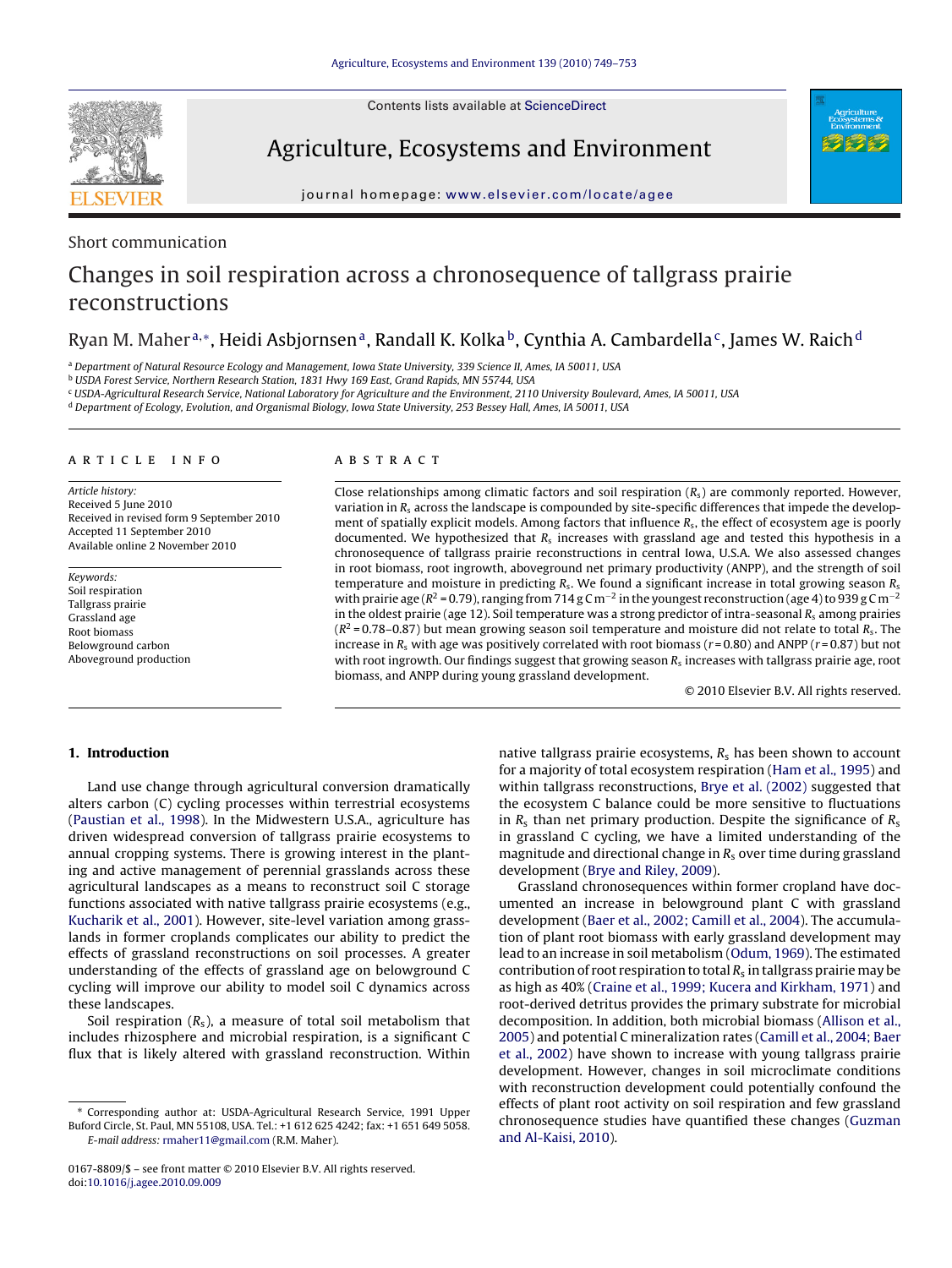Contents lists available at ScienceDirect

# Agriculture, Ecosystems and Environment

journal homepage: www.elsevier.com/locate/agee

Short communication

# Changes in soil respiration across a chronosequence of tallgrass prairie reconstructions

Ryan M. Maher[a,*], Heidi Asbjornsen[a], Randall K. Kolka[b], Cynthia A. Cambardella[c], James W. Raich[d]

[a] Department of Natural Resource Ecology and Management, Iowa State University, 339 Science II, Ames, IA 50011, USA
[b] USDA Forest Service, Northern Research Station, 1831 Hwy 169 East, Grand Rapids, MN 55744, USA
[c] USDA-Agricultural Research Service, National Laboratory for Agriculture and the Environment, 2110 University Boulevard, Ames, IA 50011, USA
[d] Department of Ecology, Evolution, and Organismal Biology, Iowa State University, 253 Bessey Hall, Ames, IA 50011, USA

**ARTICLE INFO**

*Article history:*
Received 5 June 2010
Received in revised form 9 September 2010
Accepted 11 September 2010
Available online 2 November 2010

*Keywords:*
Soil respiration
Tallgrass prairie
Grassland age
Root biomass
Belowground carbon
Aboveground production

**ABSTRACT**

Close relationships among climatic factors and soil respiration ($R_s$) are commonly reported. However, variation in $R_s$ across the landscape is compounded by site-specific differences that impede the development of spatially explicit models. Among factors that influence $R_s$, the effect of ecosystem age is poorly documented. We hypothesized that $R_s$ increases with grassland age and tested this hypothesis in a chronosequence of tallgrass prairie reconstructions in central Iowa, U.S.A. We also assessed changes in root biomass, root ingrowth, aboveground net primary productivity (ANPP), and the strength of soil temperature and moisture in predicting $R_s$. We found a significant increase in total growing season $R_s$ with prairie age ($R^2 = 0.79$), ranging from 714 g C m$^{-2}$ in the youngest reconstruction (age 4) to 939 g C m$^{-2}$ in the oldest prairie (age 12). Soil temperature was a strong predictor of intra-seasonal $R_s$ among prairies ($R^2 = 0.78$–$0.87$) but mean growing season soil temperature and moisture did not relate to total $R_s$. The increase in $R_s$ with age was positively correlated with root biomass ($r = 0.80$) and ANPP ($r = 0.87$) but not with root ingrowth. Our findings suggest that growing season $R_s$ increases with tallgrass prairie age, root biomass, and ANPP during young grassland development.

© 2010 Elsevier B.V. All rights reserved.

## 1. Introduction

Land use change through agricultural conversion dramatically alters carbon (C) cycling processes within terrestrial ecosystems (Paustian et al., 1998). In the Midwestern U.S.A., agriculture has driven widespread conversion of tallgrass prairie ecosystems to annual cropping systems. There is growing interest in the planting and active management of perennial grasslands across these agricultural landscapes as a means to reconstruct soil C storage functions associated with native tallgrass prairie ecosystems (e.g., Kucharik et al., 2001). However, site-level variation among grasslands in former croplands complicates our ability to predict the effects of grassland reconstructions on soil processes. A greater understanding of the effects of grassland age on belowground C cycling will improve our ability to model soil C dynamics across these landscapes.

Soil respiration ($R_s$), a measure of total soil metabolism that includes rhizosphere and microbial respiration, is a significant C flux that is likely altered with grassland reconstruction. Within native tallgrass prairie ecosystems, $R_s$ has been shown to account for a majority of total ecosystem respiration (Ham et al., 1995) and within tallgrass prairie reconstructions, Brye et al. (2002) suggested that the ecosystem C balance could be more sensitive to fluctuations in $R_s$ than net primary production. Despite the significance of $R_s$ in grassland C cycling, we have a limited understanding of the magnitude and directional change in $R_s$ over time during grassland development (Brye and Riley, 2009).

Grassland chronosequences within former cropland have documented an increase in belowground plant C with grassland development (Baer et al., 2002; Camill et al., 2004). The accumulation of plant root biomass with early grassland development may lead to an increase in soil metabolism (Odum, 1969). The estimated contribution of root respiration to total $R_s$ in tallgrass prairie may be as high as 40% (Craine et al., 1999; Kucera and Kirkham, 1971) and root-derived detritus provides the primary substrate for microbial decomposition. In addition, both microbial biomass (Allison et al., 2005) and potential C mineralization rates (Camill et al., 2004; Baer et al., 2002) have shown to increase with young tallgrass prairie development. However, changes in soil microclimate conditions with reconstruction development could potentially confound the effects of plant root activity on soil respiration and few grassland chronosequence studies have quantified these changes (Guzman and Al-Kaisi, 2010).

* Corresponding author at: USDA-Agricultural Research Service, 1991 Upper Buford Circle, St. Paul, MN 55108, USA. Tel.: +1 612 625 4242; fax: +1 651 649 5058.
E-mail address: rmaher11@gmail.com (R.M. Maher).

0167-8809/$ – see front matter © 2010 Elsevier B.V. All rights reserved.
doi:10.1016/j.agee.2010.09.009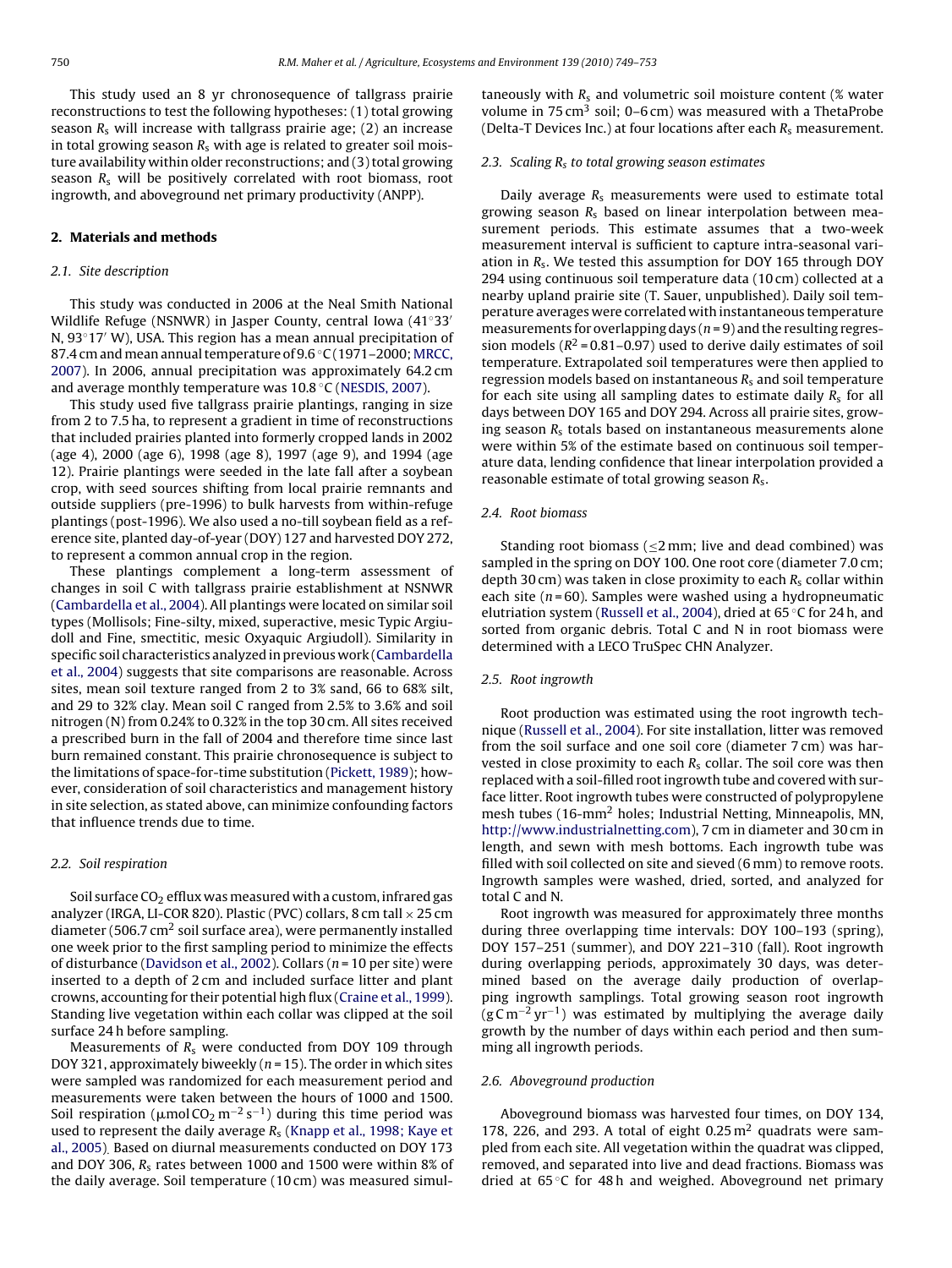This study used an 8 yr chronosequence of tallgrass prairie reconstructions to test the following hypotheses: (1) total growing season $R_s$ will increase with tallgrass prairie age; (2) an increase in total growing season $R_s$ with age is related to greater soil moisture availability within older reconstructions; and (3) total growing season $R_s$ will be positively correlated with root biomass, root ingrowth, and aboveground net primary productivity (ANPP).

## 2. Materials and methods

### 2.1. Site description

This study was conducted in 2006 at the Neal Smith National Wildlife Refuge (NSNWR) in Jasper County, central Iowa (41°33′ N, 93°17′ W), USA. This region has a mean annual precipitation of 87.4 cm and mean annual temperature of 9.6 °C (1971–2000; MRCC, 2007). In 2006, annual precipitation was approximately 64.2 cm and average monthly temperature was 10.8 °C (NESDIS, 2007).

This study used five tallgrass prairie plantings, ranging in size from 2 to 7.5 ha, to represent a gradient in time of reconstructions that included prairies planted into formerly cropped lands in 2002 (age 4), 2000 (age 6), 1998 (age 8), 1997 (age 9), and 1994 (age 12). Prairie plantings were seeded in the late fall after a soybean crop, with seed sources shifting from local prairie remnants and outside suppliers (pre-1996) to bulk harvests from within-refuge plantings (post-1996). We also used a no-till soybean field as a reference site, planted day-of-year (DOY) 127 and harvested DOY 272, to represent a common annual crop in the region.

These plantings complement a long-term assessment of changes in soil C with tallgrass prairie establishment at NSNWR (Cambardella et al., 2004). All plantings were located on similar soil types (Mollisols; Fine-silty, mixed, superactive, mesic Typic Argiudoll and Fine, smectitic, mesic Oxyaquic Argiudoll). Similarity in specific soil characteristics analyzed in previous work (Cambardella et al., 2004) suggests that site comparisons are reasonable. Across sites, mean soil texture ranged from 2 to 3% sand, 66 to 68% silt, and 29 to 32% clay. Mean soil C ranged from 2.5% to 3.6% and soil nitrogen (N) from 0.24% to 0.32% in the top 30 cm. All sites received a prescribed burn in the fall of 2004 and therefore time since last burn remained constant. This prairie chronosequence is subject to the limitations of space-for-time substitution (Pickett, 1989); however, consideration of soil characteristics and management history in site selection, as stated above, can minimize confounding factors that influence trends due to time.

### 2.2. Soil respiration

Soil surface $CO_2$ efflux was measured with a custom, infrared gas analyzer (IRGA, LI-COR 820). Plastic (PVC) collars, 8 cm tall × 25 cm diameter (506.7 $cm^2$ soil surface area), were permanently installed one week prior to the first sampling period to minimize the effects of disturbance (Davidson et al., 2002). Collars ($n$ = 10 per site) were inserted to a depth of 2 cm and included surface litter and plant crowns, accounting for their potential high flux (Craine et al., 1999). Standing live vegetation within each collar was clipped at the soil surface 24 h before sampling.

Measurements of $R_s$ were conducted from DOY 109 through DOY 321, approximately biweekly ($n$ = 15). The order in which sites were sampled was randomized for each measurement period and measurements were taken between the hours of 1000 and 1500. Soil respiration ($\mu$mol $CO_2$ $m^{-2}$ $s^{-1}$) during this time period was used to represent the daily average $R_s$ (Knapp et al., 1998; Kaye et al., 2005). Based on diurnal measurements conducted on DOY 173 and DOY 306, $R_s$ rates between 1000 and 1500 were within 8% of the daily average. Soil temperature (10 cm) was measured simultaneously with $R_s$ and volumetric soil moisture content (% water volume in 75 $cm^3$ soil; 0–6 cm) was measured with a ThetaProbe (Delta-T Devices Inc.) at four locations after each $R_s$ measurement.

### 2.3. Scaling $R_s$ to total growing season estimates

Daily average $R_s$ measurements were used to estimate total growing season $R_s$ based on linear interpolation between measurement periods. This estimate assumes that a two-week measurement interval is sufficient to capture intra-seasonal variation in $R_s$. We tested this assumption for DOY 165 through DOY 294 using continuous soil temperature data (10 cm) collected at a nearby upland prairie site (T. Sauer, unpublished). Daily soil temperature averages were correlated with instantaneous temperature measurements for overlapping days ($n$ = 9) and the resulting regression models ($R^2$ = 0.81–0.97) used to derive daily estimates of soil temperature. Extrapolated soil temperatures were then applied to regression models based on instantaneous $R_s$ and soil temperature for each site using all sampling dates to estimate daily $R_s$ for all days between DOY 165 and DOY 294. Across all prairie sites, growing season $R_s$ totals based on instantaneous measurements alone were within 5% of the estimate based on continuous soil temperature data, lending confidence that linear interpolation provided a reasonable estimate of total growing season $R_s$.

### 2.4. Root biomass

Standing root biomass (≤2 mm; live and dead combined) was sampled in the spring on DOY 100. One root core (diameter 7.0 cm; depth 30 cm) was taken in close proximity to each $R_s$ collar within each site ($n$ = 60). Samples were washed using a hydropneumatic elutriation system (Russell et al., 2004), dried at 65 °C for 24 h, and sorted from organic debris. Total C and N in root biomass were determined with a LECO TruSpec CHN Analyzer.

### 2.5. Root ingrowth

Root production was estimated using the root ingrowth technique (Russell et al., 2004). For site installation, litter was removed from the soil surface and one soil core (diameter 7 cm) was harvested in close proximity to each $R_s$ collar. The soil core was then replaced with a soil-filled root ingrowth tube and covered with surface litter. Root ingrowth tubes were constructed of polypropylene mesh tubes (16-$mm^2$ holes; Industrial Netting, Minneapolis, MN, http://www.industrialnetting.com), 7 cm in diameter and 30 cm in length, and sewn with mesh bottoms. Each ingrowth tube was filled with soil collected on site and sieved (6 mm) to remove roots. Ingrowth samples were washed, dried, sorted, and analyzed for total C and N.

Root ingrowth was measured for approximately three months during three overlapping time intervals: DOY 100–193 (spring), DOY 157–251 (summer), and DOY 221–310 (fall). Root ingrowth during overlapping periods, approximately 30 days, was determined based on the average daily production of overlapping ingrowth samplings. Total growing season root ingrowth (g C $m^{-2}$ $yr^{-1}$) was estimated by multiplying the average daily growth by the number of days within each period and then summing all ingrowth periods.

### 2.6. Aboveground production

Aboveground biomass was harvested four times, on DOY 134, 178, 226, and 293. A total of eight 0.25 $m^2$ quadrats were sampled from each site. All vegetation within the quadrat was clipped, removed, and separated into live and dead fractions. Biomass was dried at 65 °C for 48 h and weighed. Aboveground net primary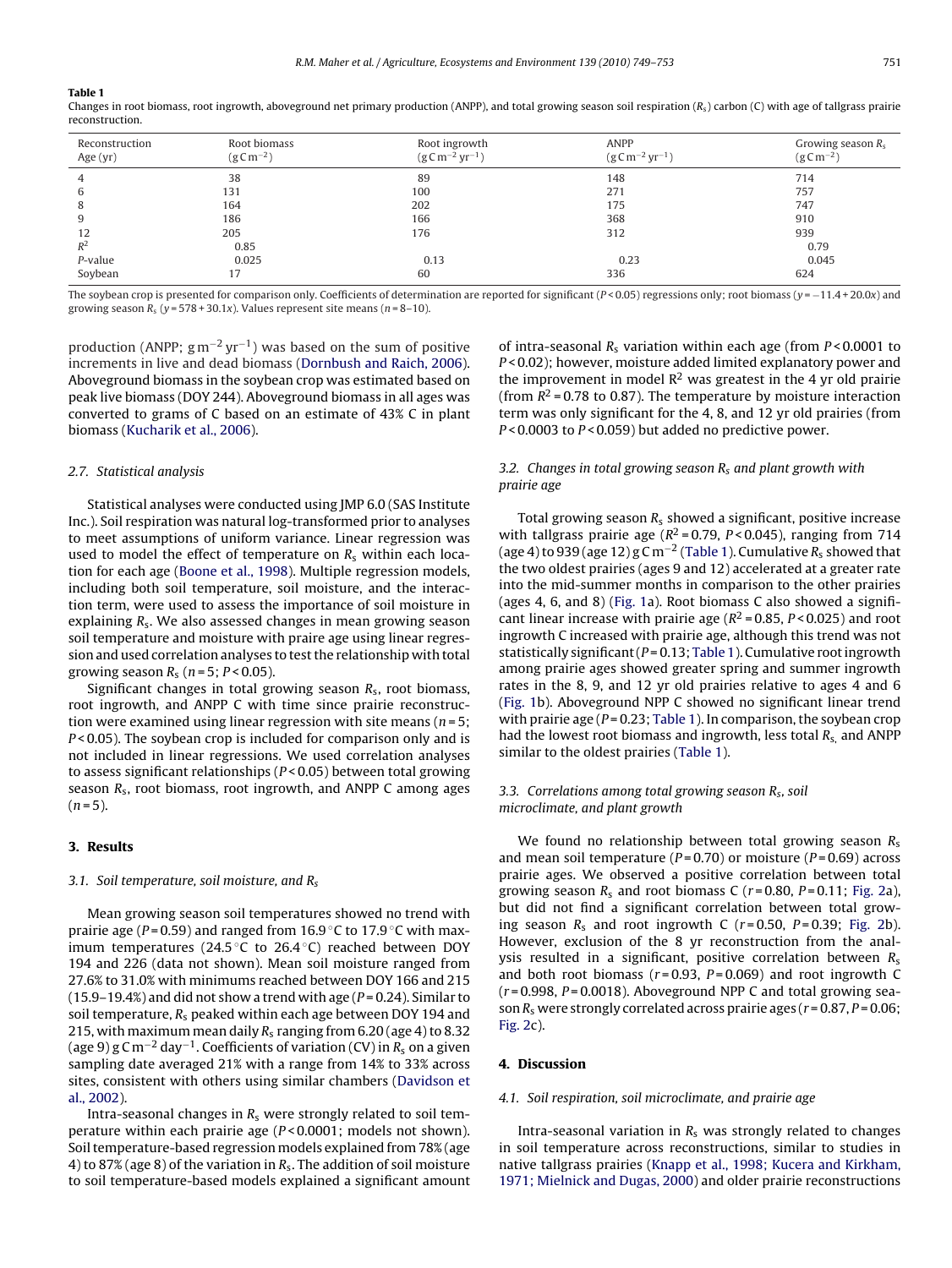**Table 1**
Changes in root biomass, root ingrowth, aboveground net primary production (ANPP), and total growing season soil respiration ($R_s$) carbon (C) with age of tallgrass prairie reconstruction.

| Reconstruction Age (yr) | Root biomass ($g\,C\,m^{-2}$) | Root ingrowth ($g\,C\,m^{-2}\,yr^{-1}$) | ANPP ($g\,C\,m^{-2}\,yr^{-1}$) | Growing season $R_s$ ($g\,C\,m^{-2}$) |
|---|---|---|---|---|
| 4 | 38 | 89 | 148 | 714 |
| 6 | 131 | 100 | 271 | 757 |
| 8 | 164 | 202 | 175 | 747 |
| 9 | 186 | 166 | 368 | 910 |
| 12 | 205 | 176 | 312 | 939 |
| $R^2$ | 0.85 | | | 0.79 |
| *P*-value | 0.025 | 0.13 | 0.23 | 0.045 |
| Soybean | 17 | 60 | 336 | 624 |

The soybean crop is presented for comparison only. Coefficients of determination are reported for significant ($P < 0.05$) regressions only; root biomass ($y = -11.4 + 20.0x$) and growing season $R_s$ ($y = 578 + 30.1x$). Values represent site means ($n = 8$–$10$).

production (ANPP; $g\,m^{-2}\,yr^{-1}$) was based on the sum of positive increments in live and dead biomass (Dornbush and Raich, 2006). Aboveground biomass in the soybean crop was estimated based on peak live biomass (DOY 244). Aboveground biomass in all ages was converted to grams of C based on an estimate of 43% C in plant biomass (Kucharik et al., 2006).

### 2.7. Statistical analysis

Statistical analyses were conducted using JMP 6.0 (SAS Institute Inc.). Soil respiration was natural log-transformed prior to analyses to meet assumptions of uniform variance. Linear regression was used to model the effect of temperature on $R_s$ within each location for each age (Boone et al., 1998). Multiple regression models, including both soil temperature, soil moisture, and the interaction term, were used to assess the importance of soil moisture in explaining $R_s$. We also assessed changes in mean growing season soil temperature and moisture with praire age using linear regression and used correlation analyses to test the relationship with total growing season $R_s$ ($n = 5$; $P < 0.05$).

Significant changes in total growing season $R_s$, root biomass, root ingrowth, and ANPP C with time since prairie reconstruction were examined using linear regression with site means ($n = 5$; $P < 0.05$). The soybean crop is included for comparison only and is not included in linear regressions. We used correlation analyses to assess significant relationships ($P < 0.05$) between total growing season $R_s$, root biomass, root ingrowth, and ANPP C among ages ($n = 5$).

## 3. Results

### 3.1. Soil temperature, soil moisture, and $R_s$

Mean growing season soil temperatures showed no trend with prairie age ($P = 0.59$) and ranged from 16.9 °C to 17.9 °C with maximum temperatures (24.5 °C to 26.4 °C) reached between DOY 194 and 226 (data not shown). Mean soil moisture ranged from 27.6% to 31.0% with minimums reached between DOY 166 and 215 (15.9–19.4%) and did not show a trend with age ($P = 0.24$). Similar to soil temperature, $R_s$ peaked within each age between DOY 194 and 215, with maximum mean daily $R_s$ ranging from 6.20 (age 4) to 8.32 (age 9) $g\,C\,m^{-2}\,day^{-1}$. Coefficients of variation (CV) in $R_s$ on a given sampling date averaged 21% with a range from 14% to 33% across sites, consistent with others using similar chambers (Davidson et al., 2002).

Intra-seasonal changes in $R_s$ were strongly related to soil temperature within each prairie age ($P < 0.0001$; models not shown). Soil temperature-based regression models explained from 78% (age 4) to 87% (age 8) of the variation in $R_s$. The addition of soil moisture to soil temperature-based models explained a significant amount of intra-seasonal $R_s$ variation within each age (from $P < 0.0001$ to $P < 0.02$); however, moisture added limited explanatory power and the improvement in model $R^2$ was greatest in the 4 yr old prairie (from $R^2 = 0.78$ to 0.87). The temperature by moisture interaction term was only significant for the 4, 8, and 12 yr old prairies (from $P < 0.0003$ to $P < 0.059$) but added no predictive power.

### 3.2. Changes in total growing season $R_s$ and plant growth with prairie age

Total growing season $R_s$ showed a significant, positive increase with tallgrass prairie age ($R^2 = 0.79$, $P < 0.045$), ranging from 714 (age 4) to 939 (age 12) $g\,C\,m^{-2}$ (Table 1). Cumulative $R_s$ showed that the two oldest prairies (ages 9 and 12) accelerated at a greater rate into the mid-summer months in comparison to the other prairies (ages 4, 6, and 8) (Fig. 1a). Root biomass C also showed a significant linear increase with prairie age ($R^2 = 0.85$, $P < 0.025$) and root ingrowth C increased with prairie age, although this trend was not statistically significant ($P = 0.13$; Table 1). Cumulative root ingrowth among prairie ages showed greater spring and summer ingrowth rates in the 8, 9, and 12 yr old prairies relative to ages 4 and 6 (Fig. 1b). Aboveground NPP C showed no significant linear trend with prairie age ($P = 0.23$; Table 1). In comparison, the soybean crop had the lowest root biomass and ingrowth, less total $R_s$, and ANPP similar to the oldest prairies (Table 1).

### 3.3. Correlations among total growing season $R_s$, soil microclimate, and plant growth

We found no relationship between total growing season $R_s$ and mean soil temperature ($P = 0.70$) or moisture ($P = 0.69$) across prairie ages. We observed a positive correlation between total growing season $R_s$ and root biomass C ($r = 0.80$, $P = 0.11$; Fig. 2a), but did not find a significant correlation between total growing season $R_s$ and root ingrowth C ($r = 0.50$, $P = 0.39$; Fig. 2b). However, exclusion of the 8 yr reconstruction from the analysis resulted in a significant, positive correlation between $R_s$ and both root biomass ($r = 0.93$, $P = 0.069$) and root ingrowth C ($r = 0.998$, $P = 0.0018$). Aboveground NPP C and total growing season $R_s$ were strongly correlated across prairie ages ($r = 0.87$, $P = 0.06$; Fig. 2c).

## 4. Discussion

### 4.1. Soil respiration, soil microclimate, and prairie age

Intra-seasonal variation in $R_s$ was strongly related to changes in soil temperature across reconstructions, similar to studies in native tallgrass prairies (Knapp et al., 1998; Kucera and Kirkham, 1971; Mielnick and Dugas, 2000) and older prairie reconstructions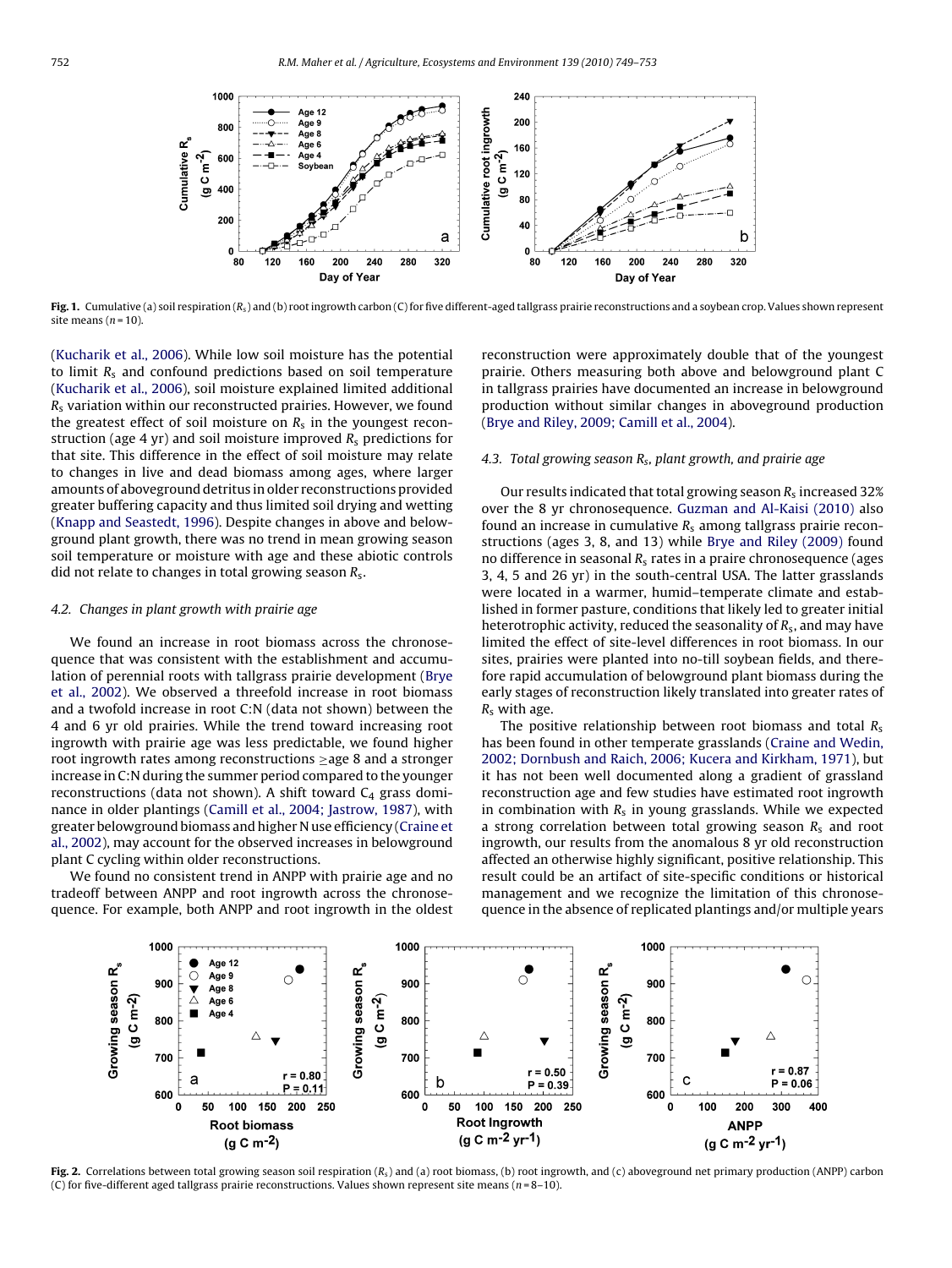Fig. 1. Cumulative (a) soil respiration ($R_s$) and (b) root ingrowth carbon (C) for five different-aged tallgrass prairie reconstructions and a soybean crop. Values shown represent site means ($n$ = 10).

(Kucharik et al., 2006). While low soil moisture has the potential to limit $R_s$ and confound predictions based on soil temperature (Kucharik et al., 2006), soil moisture explained limited additional $R_s$ variation within our reconstructed prairies. However, we found the greatest effect of soil moisture on $R_s$ in the youngest reconstruction (age 4 yr) and soil moisture improved $R_s$ predictions for that site. This difference in the effect of soil moisture may relate to changes in live and dead biomass among ages, where larger amounts of aboveground detritus in older reconstructions provided greater buffering capacity and thus limited soil drying and wetting (Knapp and Seastedt, 1996). Despite changes in above and belowground plant growth, there was no trend in mean growing season soil temperature or moisture with age and these abiotic controls did not relate to changes in total growing season $R_s$.

### 4.2. Changes in plant growth with prairie age

We found an increase in root biomass across the chronosequence that was consistent with the establishment and accumulation of perennial roots with tallgrass prairie development (Brye et al., 2002). We observed a threefold increase in root biomass and a twofold increase in root C:N (data not shown) between the 4 and 6 yr old prairies. While the trend toward increasing root ingrowth with prairie age was less predictable, we found higher root ingrowth rates among reconstructions ≥age 8 and a stronger increase in C:N during the summer period compared to the younger reconstructions (data not shown). A shift toward $C_4$ grass dominance in older plantings (Camill et al., 2004; Jastrow, 1987), with greater belowground biomass and higher N use efficiency (Craine et al., 2002), may account for the observed increases in belowground plant C cycling within older reconstructions.

We found no consistent trend in ANPP with prairie age and no tradeoff between ANPP and root ingrowth across the chronosequence. For example, both ANPP and root ingrowth in the oldest reconstruction were approximately double that of the youngest prairie. Others measuring both above and belowground plant C in tallgrass prairies have documented an increase in belowground production without similar changes in aboveground production (Brye and Riley, 2009; Camill et al., 2004).

### 4.3. Total growing season $R_s$, plant growth, and prairie age

Our results indicated that total growing season $R_s$ increased 32% over the 8 yr chronosequence. Guzman and Al-Kaisi (2010) also found an increase in cumulative $R_s$ among tallgrass prairie reconstructions (ages 3, 8, and 13) while Brye and Riley (2009) found no difference in seasonal $R_s$ rates in a praire chronosequence (ages 3, 4, 5 and 26 yr) in the south-central USA. The latter grasslands were located in a warmer, humid–temperate climate and established in former pasture, conditions that likely led to greater initial heterotrophic activity, reduced the seasonality of $R_s$, and may have limited the effect of site-level differences in root biomass. In our sites, prairies were planted into no-till soybean fields, and therefore rapid accumulation of belowground plant biomass during the early stages of reconstruction likely translated into greater rates of $R_s$ with age.

The positive relationship between root biomass and total $R_s$ has been found in other temperate grasslands (Craine and Wedin, 2002; Dornbush and Raich, 2006; Kucera and Kirkham, 1971), but it has not been well documented along a gradient of grassland reconstruction age and few studies have estimated root ingrowth in combination with $R_s$ in young grasslands. While we expected a strong correlation between total growing season $R_s$ and root ingrowth, our results from the anomalous 8 yr old reconstruction affected an otherwise highly significant, positive relationship. This result could be an artifact of site-specific conditions or historical management and we recognize the limitation of this chronosequence in the absence of replicated plantings and/or multiple years

Fig. 2. Correlations between total growing season soil respiration ($R_s$) and (a) root biomass, (b) root ingrowth, and (c) aboveground net primary production (ANPP) carbon (C) for five-different aged tallgrass prairie reconstructions. Values shown represent site means ($n$ = 8–10).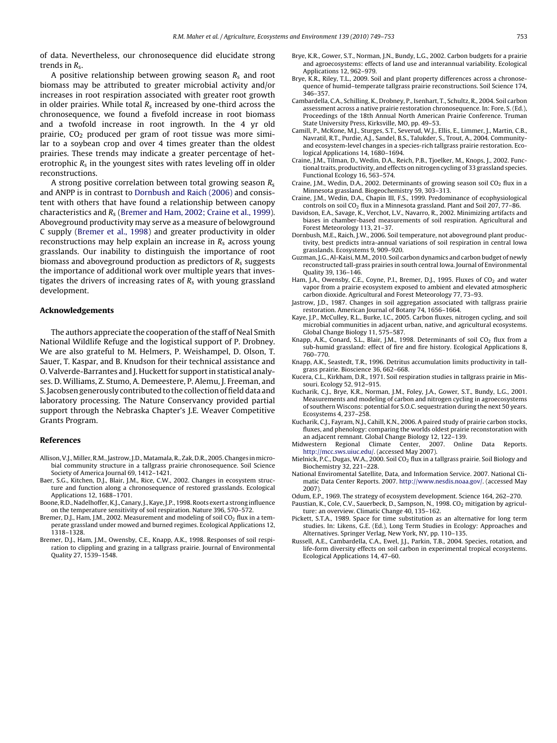of data. Nevertheless, our chronosequence did elucidate strong trends in $R_s$.

A positive relationship between growing season $R_s$ and root biomass may be attributed to greater microbial activity and/or increases in root respiration associated with greater root growth in older prairies. While total $R_s$ increased by one-third across the chronosequence, we found a fivefold increase in root biomass and a twofold increase in root ingrowth. In the 4 yr old prairie, $CO_2$ produced per gram of root tissue was more similar to a soybean crop and over 4 times greater than the oldest prairies. These trends may indicate a greater percentage of heterotrophic $R_s$ in the youngest sites with rates leveling off in older reconstructions.

A strong positive correlation between total growing season $R_s$ and ANPP is in contrast to Dornbush and Raich (2006) and consistent with others that have found a relationship between canopy characteristics and $R_s$ (Bremer and Ham, 2002; Craine et al., 1999). Aboveground productivity may serve as a measure of belowground C supply (Bremer et al., 1998) and greater productivity in older reconstructions may help explain an increase in $R_s$ across young grasslands. Our inability to distinguish the importance of root biomass and aboveground production as predictors of $R_s$ suggests the importance of additional work over multiple years that investigates the drivers of increasing rates of $R_s$ with young grassland development.

## Acknowledgements

The authors appreciate the cooperation of the staff of Neal Smith National Wildlife Refuge and the logistical support of P. Drobney. We are also grateful to M. Helmers, P. Weishampel, D. Olson, T. Sauer, T. Kaspar, and B. Knudson for their technical assistance and O. Valverde-Barrantes and J. Huckett for support in statistical analyses. D. Williams, Z. Stumo, A. Demeestere, P. Alemu, J. Freeman, and S. Jacobsen generously contributed to the collection of field data and laboratory processing. The Nature Conservancy provided partial support through the Nebraska Chapter's J.E. Weaver Competitive Grants Program.

## References

Allison, V.J., Miller, R.M., Jastrow, J.D., Matamala, R., Zak, D.R., 2005. Changes in microbial community structure in a tallgrass prairie chronosequence. Soil Science Society of America Journal 69, 1412–1421.

Baer, S.G., Kitchen, D.J., Blair, J.M., Rice, C.W., 2002. Changes in ecosystem structure and function along a chronosequence of restored grasslands. Ecological Applications 12, 1688–1701.

Boone, R.D., Nadelhoffer, K.J., Canary, J., Kaye, J.P., 1998. Roots exert a strong influence on the temperature sensitivity of soil respiration. Nature 396, 570–572.

Bremer, D.J., Ham, J.M., 2002. Measurement and modeling of soil $CO_2$ flux in a temperate grassland under mowed and burned regimes. Ecological Applications 12, 1318–1328.

Bremer, D.J., Ham, J.M., Owensby, C.E., Knapp, A.K., 1998. Responses of soil respiration to clipping and grazing in a tallgrass prairie. Journal of Environmental Quality 27, 1539–1548.

Brye, K.R., Gower, S.T., Norman, J.N., Bundy, L.G., 2002. Carbon budgets for a prairie and agroecosystems: effects of land use and interannual variability. Ecological Applications 12, 962–979.

Brye, K.R., Riley, T.L., 2009. Soil and plant property differences across a chronosequence of humid–temperate tallgrass prairie reconstructions. Soil Science 174, 346–357.

Cambardella, C.A., Schilling, K., Drobney, P., Isenhart, T., Schultz, R., 2004. Soil carbon assessment across a native prairie restoration chronosequence. In: Fore, S. (Ed.), Proceedings of the 18th Annual North American Prairie Conference. Truman State University Press, Kirksville, MO, pp. 49–53.

Camill, P., McKone, M.J., Sturges, S.T., Severud, W.J., Ellis, E., Limmer, J., Martin, C.B., Navratil, R.T., Purdie, A.J., Sandel, B.S., Talukder, S., Trout, A., 2004. Community- and ecosystem-level changes in a species-rich tallgrass prairie restoration. Ecological Applications 14, 1680–1694.

Craine, J.M., Tilman, D., Wedin, D.A., Reich, P.B., Tjoelker, M., Knops, J., 2002. Functional traits, productivity, and effects on nitrogen cycling of 33 grassland species. Functional Ecology 16, 563–574.

Craine, J.M., Wedin, D.A., 2002. Determinants of growing season soil $CO_2$ flux in a Minnesota grassland. Biogeochemistry 59, 303–313.

Craine, J.M., Wedin, D.A., Chapin III, F.S., 1999. Predominance of ecophysiological controls on soil $CO_2$ flux in a Minnesota grassland. Plant and Soil 207, 77–86.

Davidson, E.A., Savage, K., Verchot, L.V., Navarro, R., 2002. Minimizing artifacts and biases in chamber-based measurements of soil respiration. Agricultural and Forest Meteorology 113, 21–37.

Dornbush, M.E., Raich, J.W., 2006. Soil temperature, not aboveground plant productivity, best predicts intra-annual variations of soil respiration in central Iowa grasslands. Ecosystems 9, 909–920.

Guzman, J.G., Al-Kaisi, M.M., 2010. Soil carbon dynamics and carbon budget of newly reconstructed tall-grass prairies in south central Iowa. Journal of Environmental Quality 39, 136–146.

Ham, J.A., Owensby, C.E., Coyne, P.I., Bremer, D.J., 1995. Fluxes of $CO_2$ and water vapor from a prairie ecosystem exposed to ambient and elevated atmospheric carbon dioxide. Agricultural and Forest Meteorology 77, 73–93.

Jastrow, J.D., 1987. Changes in soil aggregation associated with tallgrass prairie restoration. American Journal of Botany 74, 1656–1664.

Kaye, J.P., McCulley, R.L., Burke, I.C., 2005. Carbon fluxes, nitrogen cycling, and soil microbial communities in adjacent urban, native, and agricultural ecosystems. Global Change Biology 11, 575–587.

Knapp, A.K., Conard, S.L., Blair, J.M., 1998. Determinants of soil $CO_2$ flux from a sub-humid grassland: effect of fire and fire history. Ecological Applications 8, 760–770.

Knapp, A.K., Seastedt, T.R., 1996. Detritus accumulation limits productivity in tallgrass prairie. Bioscience 36, 662–668.

Kucera, C.L., Kirkham, D.R., 1971. Soil respiration studies in tallgrass prairie in Missouri. Ecology 52, 912–915.

Kucharik, C.J., Brye, K.R., Norman, J.M., Foley, J.A., Gower, S.T., Bundy, L.G., 2001. Measurements and modeling of carbon and nitrogen cycling in agroecosystems of southern Wiscons: potential for S.O.C. sequestration during the next 50 years. Ecosystems 4, 237–258.

Kucharik, C.J., Fayram, N.J., Cahill, K.N., 2006. A paired study of prairie carbon stocks, fluxes, and phenology: comparing the worlds oldest prairie reconstoration with an adjacent remnant. Global Change Biology 12, 122–139.

Midwestern Regional Climate Center, 2007. Online Data Reports. http://mcc.sws.uiuc.edu/. (accessed May 2007).

Mielnick, P.C., Dugas, W.A., 2000. Soil $CO_2$ flux in a tallgrass prairie. Soil Biology and Biochemistry 32, 221–228.

National Enviromental Satellite, Data, and Information Service. 2007. National Climatic Data Center Reports. 2007. http://www.nesdis.noaa.gov/. (accessed May 2007).

Odum, E.P., 1969. The strategy of ecosystem development. Science 164, 262–270.

Paustian, K., Cole, C.V., Sauerbeck, D., Sampson, N., 1998. $CO_2$ mitigation by agriculture: an overview. Climatic Change 40, 135–162.

Pickett, S.T.A., 1989. Space for time substitution as an alternative for long term studies. In: Likens, G.E. (Ed.), Long Term Studies in Ecology: Approaches and Alternatives. Springer Verlag, New York, NY, pp. 110–135.

Russell, A.E., Cambardella, C.A., Ewel, J.J., Parkin, T.B., 2004. Species, rotation, and life-form diversity effects on soil carbon in experimental tropical ecosystems. Ecological Applications 14, 47–60.